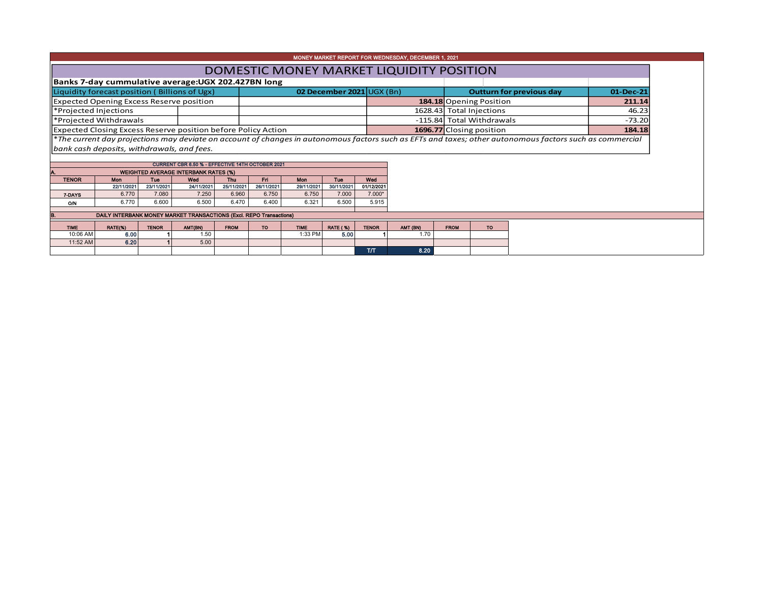MONEY MARKET REPORT FOR WEDNESDAY, DECEMBER 1, 2021

# DOMESTIC MONEY MARKET LIQUIDITY POSITION

**Banks 7-day cummulative average:UGX 202.427BN long**

| Liquidity forecast position ( Billions of Ugx) | 02 December 2021 | UGX (Bn) | Outturn for previous day | 01-Dec-21 |
|---|---|---|---|---|
| Expected Opening Excess Reserve position | **184.18** | | Opening Position | **211.14** |
| *Projected Injections | 1628.43 | | Total Injections | 46.23 |
| *Projected Withdrawals | -115.84 | | Total Withdrawals | -73.20 |
| Expected Closing Excess Reserve position before Policy Action | **1696.77** | | Closing position | **184.18** |

*\*The current day projections may deviate on account of changes in autonomous factors such as EFTs and taxes; other autonomous factors such as commercial bank cash deposits, withdrawals, and fees.*

CURRENT CBR 6.50 % - EFFECTIVE 14TH OCTOBER 2021

**A. WEIGHTED AVERAGE INTERBANK RATES (%)**

| TENOR | Mon | Tue | Wed | Thu | Fri | Mon | Tue | Wed |
|---|---|---|---|---|---|---|---|---|
| | 22/11/2021 | 23/11/2021 | 24/11/2021 | 25/11/2021 | 26/11/2021 | 29/11/2021 | 30/11/2021 | 01/12/2021 |
| 7-DAYS | 6.770 | 7.080 | 7.250 | 6.960 | 6.750 | 6.750 | 7.000 | 7.000* |
| O/N | 6.770 | 6.600 | 6.500 | 6.470 | 6.400 | 6.321 | 6.500 | 5.915 |

**B. DAILY INTERBANK MONEY MARKET TRANSACTIONS (Excl. REPO Transactions)**

| TIME | RATE(%) | TENOR | AMT(BN) | FROM | TO | TIME | RATE ( %) | TENOR | AMT (BN) | FROM | TO |
|---|---|---|---|---|---|---|---|---|---|---|---|
| 10:06 AM | 6.00 | 1 | 1.50 | | | 1:33 PM | 5.00 | 1 | 1.70 | | |
| 11:52 AM | 6.20 | 1 | 5.00 | | | | | | | | |
| | | | | | | | | T/T | 8.20 | | |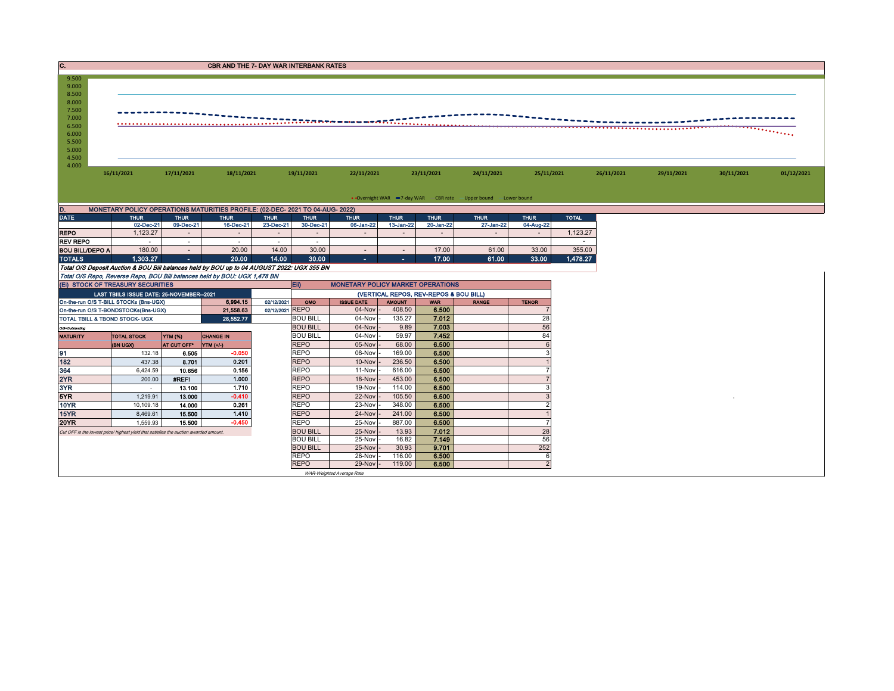## C. CBR AND THE 7- DAY WAR INTERBANK RATES

9.500
9.000
8.500
8.000
7.500
7.000
6.500
6.000
5.500
5.000
4.500
4.000

16/11/2021 17/11/2021 18/11/2021 19/11/2021 22/11/2021 23/11/2021 24/11/2021 25/11/2021 26/11/2021 29/11/2021 30/11/2021 01/12/2021

Overnight WAR — 7-day WAR — CBR rate — Upper bound — Lower bound

## D. MONETARY POLICY OPERATIONS MATURITIES PROFILE: (02-DEC- 2021 TO 04-AUG- 2022)

| DATE | THUR | THUR | THUR | THUR | THUR | THUR | THUR | THUR | THUR | THUR | TOTAL |
|---|---|---|---|---|---|---|---|---|---|---|---|
| | 02-Dec-21 | 09-Dec-21 | 16-Dec-21 | 23-Dec-21 | 30-Dec-21 | 06-Jan-22 | 13-Jan-22 | 20-Jan-22 | 27-Jan-22 | 04-Aug-22 | |
| REPO | 1,123.27 | - | - | - | - | - | - | - | - | - | 1,123.27 |
| REV REPO | - | - | - | - | - | | | | | | - |
| BOU BILL/DEPO A | 180.00 | - | 20.00 | 14.00 | 30.00 | - | - | 17.00 | 61.00 | 33.00 | 355.00 |
| TOTALS | 1,303.27 | - | 20.00 | 14.00 | 30.00 | - | - | 17.00 | 61.00 | 33.00 | 1,478.27 |

*Total O/S Deposit Auction & BOU Bill balances held by BOU up to 04 AUGUST 2022: UGX 355 BN*

*Total O/S Repo, Reverse Repo, BOU Bill balances held by BOU: UGX 1,478 BN*

## (EI) STOCK OF TREASURY SECURITIES

| LAST TBIILS ISSUE DATE: 25-NOVEMBER--2021 | | |
|---|---|---|
| On-the-run O/S T-BILL STOCKs (Bns-UGX) | 6,994.15 | 02/12/2021 |
| On-the-run O/S T-BONDSTOCKs(Bns-UGX) | 21,558.63 | 02/12/2021 |
| TOTAL TBILL & TBOND STOCK- UGX | 28,552.77 | |

O/S=Outstanding

| MATURITY | TOTAL STOCK (BN UGX) | YTM (%) AT CUT OFF* | CHANGE IN YTM (+/-) |
|---|---|---|---|
| 91 | 132.18 | 6.505 | -0.050 |
| 182 | 437.38 | 8.701 | 0.201 |
| 364 | 6,424.59 | 10.656 | 0.156 |
| 2YR | 200.00 | #REF! | 1.000 |
| 3YR | - | 13.100 | 1.710 |
| 5YR | 1,219.91 | 13.000 | -0.410 |
| 10YR | 10,109.18 | 14.000 | 0.261 |
| 15YR | 8,469.61 | 15.500 | 1.410 |
| 20YR | 1,559.93 | 15.500 | -0.450 |

*Cut OFF is the lowest price/ highest yield that satisfies the auction awarded amount.*

## Eii) MONETARY POLICY MARKET OPERATIONS

(VERTICAL REPOS, REV-REPOS & BOU BILL)

| OMO | ISSUE DATE | AMOUNT | WAR | RANGE | TENOR |
|---|---|---|---|---|---|
| REPO | 04-Nov - | 408.50 | 6.500 | | 7 |
| BOU BILL | 04-Nov - | 135.27 | 7.012 | | 28 |
| BOU BILL | 04-Nov - | 9.89 | 7.003 | | 56 |
| BOU BILL | 04-Nov - | 59.97 | 7.452 | | 84 |
| REPO | 05-Nov - | 68.00 | 6.500 | | 6 |
| REPO | 08-Nov - | 169.00 | 6.500 | | 3 |
| REPO | 10-Nov - | 236.50 | 6.500 | | 1 |
| REPO | 11-Nov - | 616.00 | 6.500 | | 7 |
| REPO | 18-Nov - | 453.00 | 6.500 | | 7 |
| REPO | 19-Nov - | 114.00 | 6.500 | | 3 |
| REPO | 22-Nov - | 105.50 | 6.500 | | 3 |
| REPO | 23-Nov - | 348.00 | 6.500 | | 2 |
| REPO | 24-Nov - | 241.00 | 6.500 | | 1 |
| REPO | 25-Nov - | 887.00 | 6.500 | | 7 |
| BOU BILL | 25-Nov - | 13.93 | 7.012 | | 28 |
| BOU BILL | 25-Nov - | 16.82 | 7.149 | | 56 |
| BOU BILL | 25-Nov - | 30.93 | 9.701 | | 252 |
| REPO | 26-Nov - | 116.00 | 6.500 | | 6 |
| REPO | 29-Nov - | 119.00 | 6.500 | | 2 |

*WAR-Weighted Average Rate*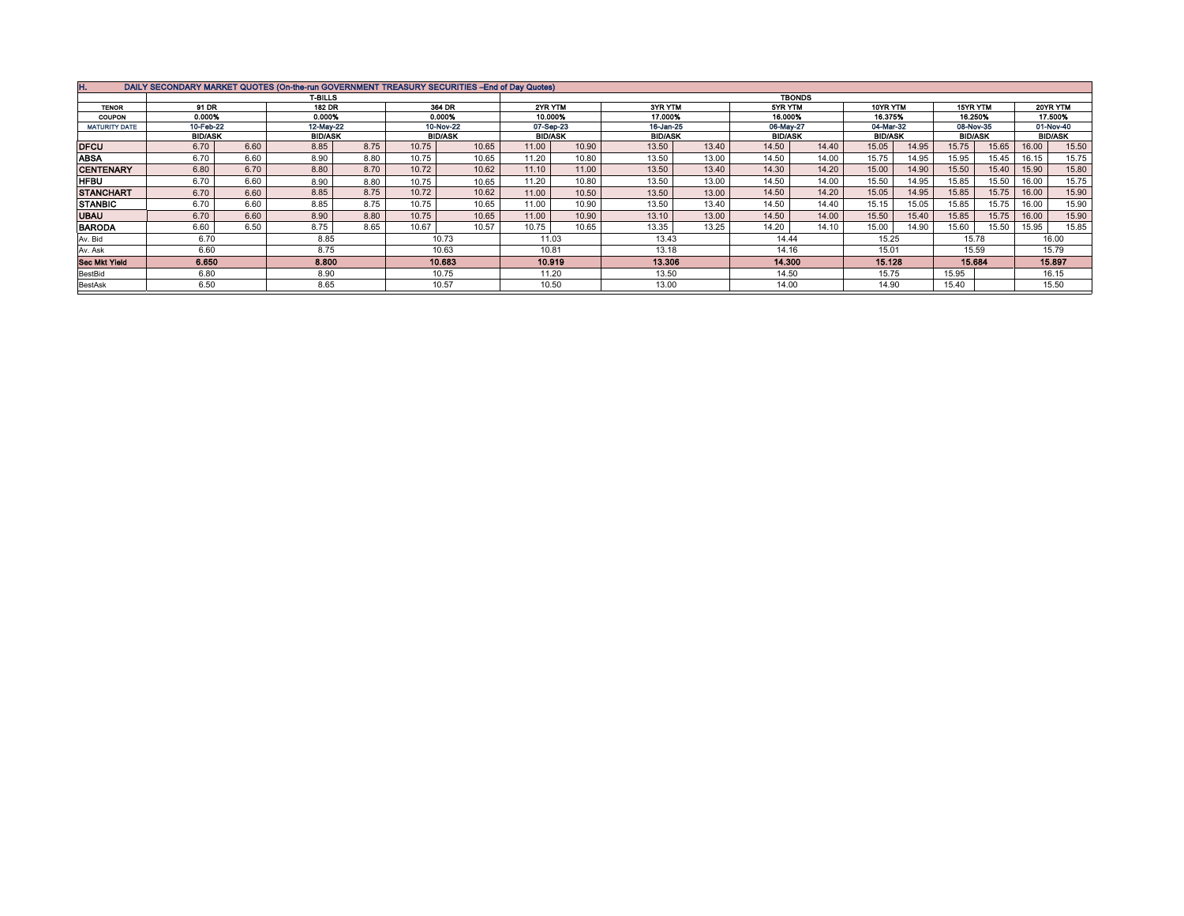| H. | DAILY SECONDARY MARKET QUOTES (On-the-run GOVERNMENT TREASURY SECURITIES –End of Day Quotes) | | | | | | | | | | | | | | | | | |
|---|---|---|---|---|---|---|---|---|---|---|---|---|---|---|---|---|---|---|
| | T-BILLS | | | | | | TBONDS | | | | | | | | | | | |
| TENOR | 91 DR | | 182 DR | | 364 DR | | 2YR YTM | | 3YR YTM | | 5YR YTM | | 10YR YTM | | 15YR YTM | | 20YR YTM | |
| COUPON | 0.000% | | 0.000% | | 0.000% | | 10.000% | | 17.000% | | 16.000% | | 16.375% | | 16.250% | | 17.500% | |
| MATURITY DATE | 10-Feb-22 | | 12-May-22 | | 10-Nov-22 | | 07-Sep-23 | | 16-Jan-25 | | 06-May-27 | | 04-Mar-32 | | 08-Nov-35 | | 01-Nov-40 | |
| | BID/ASK | | BID/ASK | | BID/ASK | | BID/ASK | | BID/ASK | | BID/ASK | | BID/ASK | | BID/ASK | | BID/ASK | |
| DFCU | 6.70 | 6.60 | 8.85 | 8.75 | 10.75 | 10.65 | 11.00 | 10.90 | 13.50 | 13.40 | 14.50 | 14.40 | 15.05 | 14.95 | 15.75 | 15.65 | 16.00 | 15.50 |
| ABSA | 6.70 | 6.60 | 8.90 | 8.80 | 10.75 | 10.65 | 11.20 | 10.80 | 13.50 | 13.00 | 14.50 | 14.00 | 15.75 | 14.95 | 15.95 | 15.45 | 16.15 | 15.75 |
| CENTENARY | 6.80 | 6.70 | 8.80 | 8.70 | 10.72 | 10.62 | 11.10 | 11.00 | 13.50 | 13.40 | 14.30 | 14.20 | 15.00 | 14.90 | 15.50 | 15.40 | 15.90 | 15.80 |
| HFBU | 6.70 | 6.60 | 8.90 | 8.80 | 10.75 | 10.65 | 11.20 | 10.80 | 13.50 | 13.00 | 14.50 | 14.00 | 15.50 | 14.95 | 15.85 | 15.50 | 16.00 | 15.75 |
| STANCHART | 6.70 | 6.60 | 8.85 | 8.75 | 10.72 | 10.62 | 11.00 | 10.50 | 13.50 | 13.00 | 14.50 | 14.20 | 15.05 | 14.95 | 15.85 | 15.75 | 16.00 | 15.90 |
| STANBIC | 6.70 | 6.60 | 8.85 | 8.75 | 10.75 | 10.65 | 11.00 | 10.90 | 13.50 | 13.40 | 14.50 | 14.40 | 15.15 | 15.05 | 15.85 | 15.75 | 16.00 | 15.90 |
| UBAU | 6.70 | 6.60 | 8.90 | 8.80 | 10.75 | 10.65 | 11.00 | 10.90 | 13.10 | 13.00 | 14.50 | 14.00 | 15.50 | 15.40 | 15.85 | 15.75 | 16.00 | 15.90 |
| BARODA | 6.60 | 6.50 | 8.75 | 8.65 | 10.67 | 10.57 | 10.75 | 10.65 | 13.35 | 13.25 | 14.20 | 14.10 | 15.00 | 14.90 | 15.60 | 15.50 | 15.95 | 15.85 |
| Av. Bid | 6.70 | | 8.85 | | 10.73 | | 11.03 | | 13.43 | | 14.44 | | 15.25 | | 15.78 | | 16.00 | |
| Av. Ask | 6.60 | | 8.75 | | 10.63 | | 10.81 | | 13.18 | | 14.16 | | 15.01 | | 15.59 | | 15.79 | |
| **Sec Mkt Yield** | **6.650** | | **8.800** | | **10.683** | | **10.919** | | **13.306** | | **14.300** | | **15.128** | | **15.684** | | **15.897** | |
| BestBid | 6.80 | | 8.90 | | 10.75 | | 11.20 | | 13.50 | | 14.50 | | 15.75 | | 15.95 | | 16.15 | |
| BestAsk | 6.50 | | 8.65 | | 10.57 | | 10.50 | | 13.00 | | 14.00 | | 14.90 | | 15.40 | | 15.50 | |